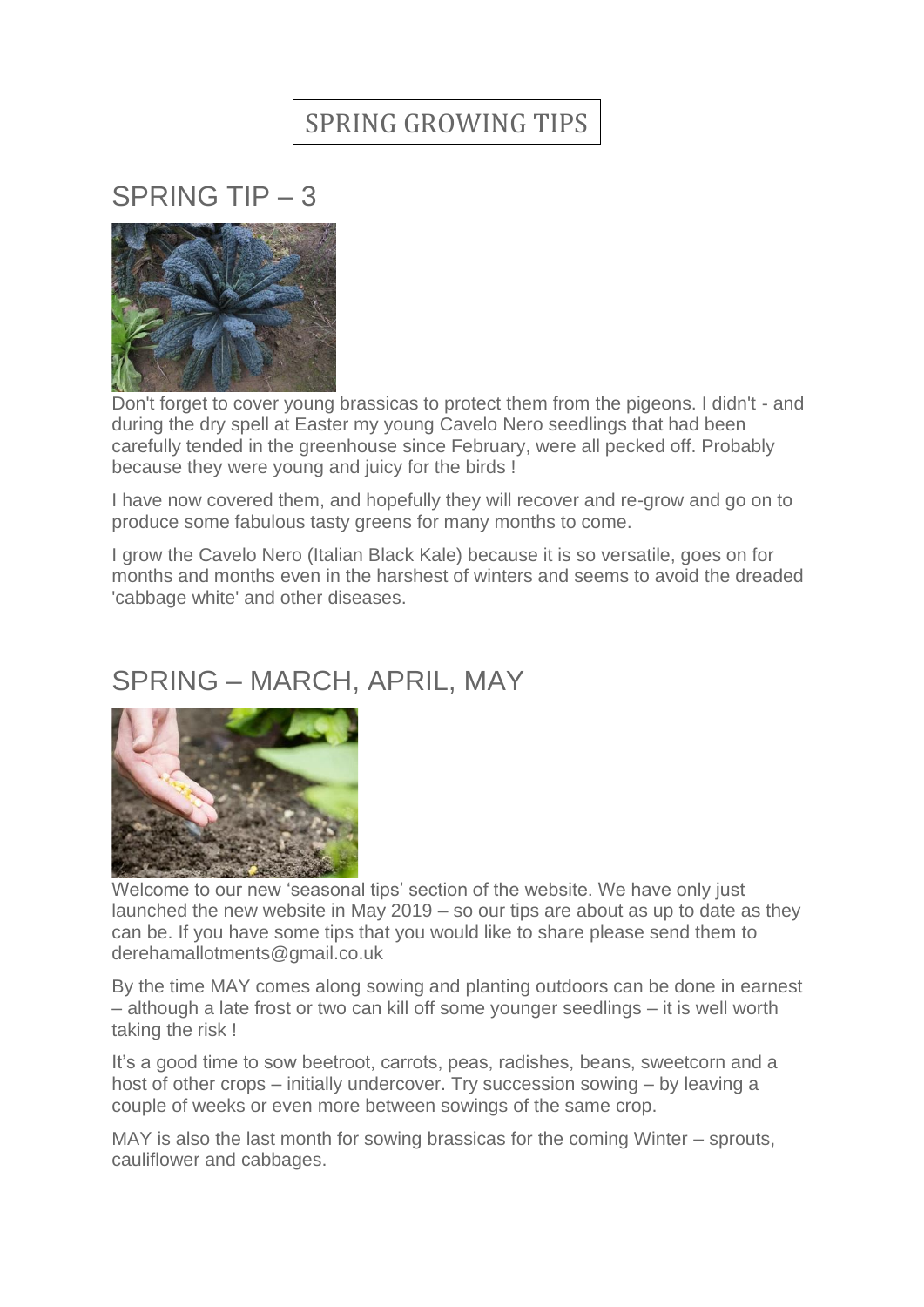# SPRING GROWING TIPS

## SPRING TIP – 3

Don't forget to cover young brassicas to protect them from the pigeons. I didn't - and during the dry spell at Easter my young Cavelo Nero seedlings that had been carefully tended in the greenhouse since February, were all pecked off. Probably because they were young and juicy for the birds !

I have now covered them, and hopefully they will recover and re-grow and go on to produce some fabulous tasty greens for many months to come.

I grow the Cavelo Nero (Italian Black Kale) because it is so versatile, goes on for months and months even in the harshest of winters and seems to avoid the dreaded 'cabbage white' and other diseases.

## SPRING – MARCH, APRIL, MAY

Welcome to our new 'seasonal tips' section of the website. We have only just launched the new website in May 2019 – so our tips are about as up to date as they can be. If you have some tips that you would like to share please send them to derehamallotments@gmail.co.uk

By the time MAY comes along sowing and planting outdoors can be done in earnest – although a late frost or two can kill off some younger seedlings – it is well worth taking the risk !

It's a good time to sow beetroot, carrots, peas, radishes, beans, sweetcorn and a host of other crops – initially undercover. Try succession sowing – by leaving a couple of weeks or even more between sowings of the same crop.

MAY is also the last month for sowing brassicas for the coming Winter – sprouts, cauliflower and cabbages.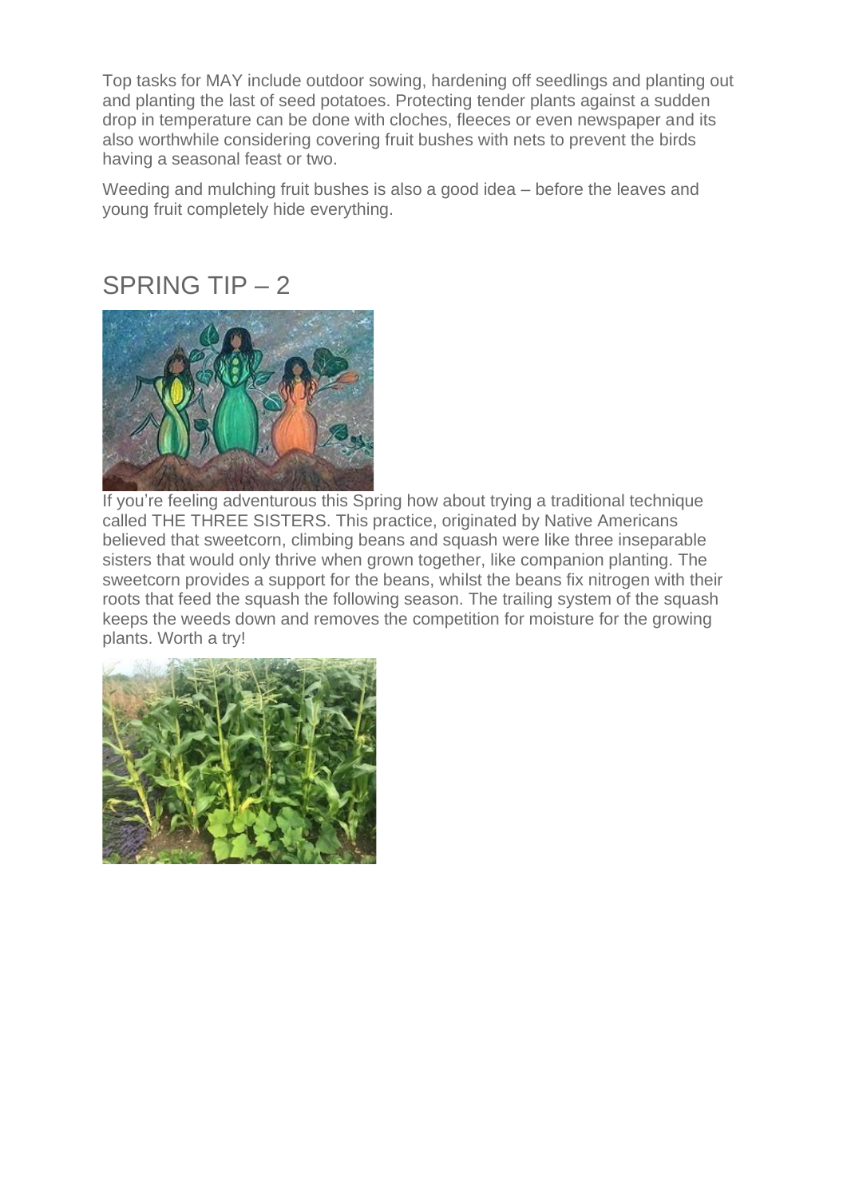Top tasks for MAY include outdoor sowing, hardening off seedlings and planting out and planting the last of seed potatoes. Protecting tender plants against a sudden drop in temperature can be done with cloches, fleeces or even newspaper and its also worthwhile considering covering fruit bushes with nets to prevent the birds having a seasonal feast or two.

Weeding and mulching fruit bushes is also a good idea – before the leaves and young fruit completely hide everything.

## SPRING TIP – 2

If you're feeling adventurous this Spring how about trying a traditional technique called THE THREE SISTERS. This practice, originated by Native Americans believed that sweetcorn, climbing beans and squash were like three inseparable sisters that would only thrive when grown together, like companion planting. The sweetcorn provides a support for the beans, whilst the beans fix nitrogen with their roots that feed the squash the following season. The trailing system of the squash keeps the weeds down and removes the competition for moisture for the growing plants. Worth a try!